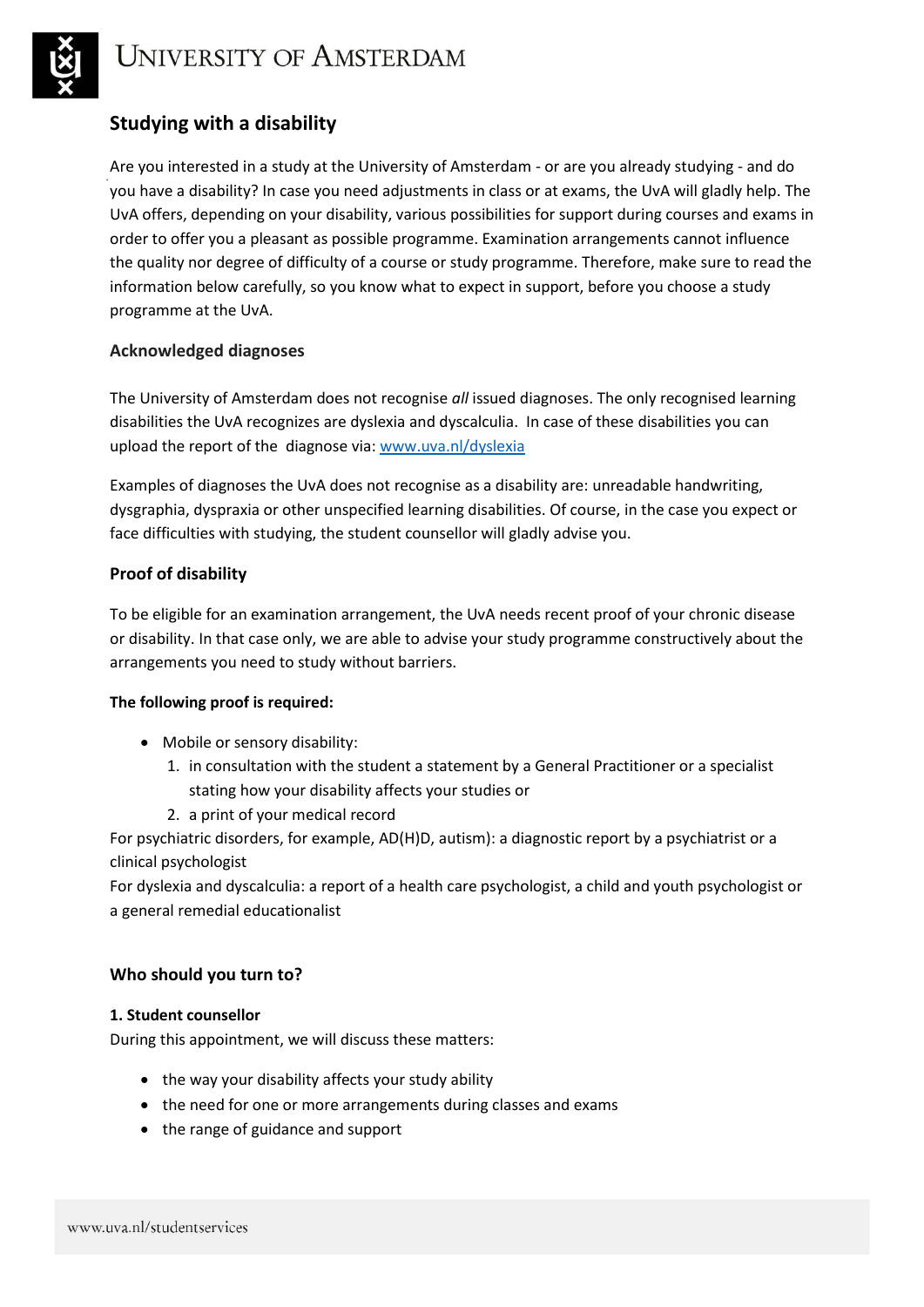## Studying with a disability

Are you interested in a study at the University of Amsterdam - or are you already studying - and do you have a disability? In case you need adjustments in class or at exams, the UvA will gladly help. The UvA offers, depending on your disability, various possibilities for support during courses and exams in order to offer you a pleasant as possible programme. Examination arrangements cannot influence the quality nor degree of difficulty of a course or study programme. Therefore, make sure to read the information below carefully, so you know what to expect in support, before you choose a study programme at the UvA.

### Acknowledged diagnoses

The University of Amsterdam does not recognise *all* issued diagnoses. The only recognised learning disabilities the UvA recognizes are dyslexia and dyscalculia. In case of these disabilities you can upload the report of the diagnose via: [www.uva.nl/dyslexia](www.uva.nl/dyslexia)

Examples of diagnoses the UvA does not recognise as a disability are: unreadable handwriting, dysgraphia, dyspraxia or other unspecified learning disabilities. Of course, in the case you expect or face difficulties with studying, the student counsellor will gladly advise you.

### Proof of disability

To be eligible for an examination arrangement, the UvA needs recent proof of your chronic disease or disability. In that case only, we are able to advise your study programme constructively about the arrangements you need to study without barriers.

**The following proof is required:**

- Mobile or sensory disability:
  1. in consultation with the student a statement by a General Practitioner or a specialist stating how your disability affects your studies or
  2. a print of your medical record

For psychiatric disorders, for example, AD(H)D, autism): a diagnostic report by a psychiatrist or a clinical psychologist

For dyslexia and dyscalculia: a report of a health care psychologist, a child and youth psychologist or a general remedial educationalist

### Who should you turn to?

**1. Student counsellor**

During this appointment, we will discuss these matters:

- the way your disability affects your study ability
- the need for one or more arrangements during classes and exams
- the range of guidance and support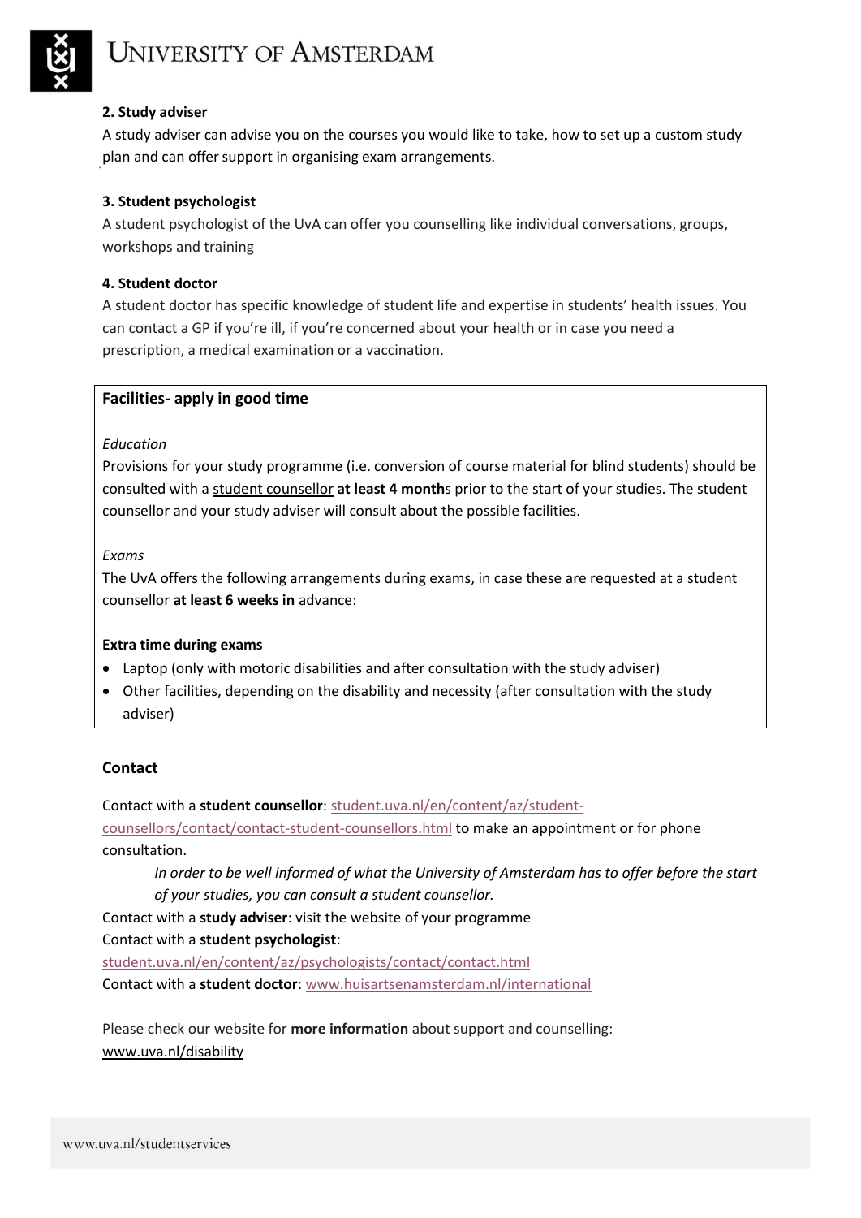**2. Study adviser**

A study adviser can advise you on the courses you would like to take, how to set up a custom study plan and can offer support in organising exam arrangements.

**3. Student psychologist**

A student psychologist of the UvA can offer you counselling like individual conversations, groups, workshops and training

**4. Student doctor**

A student doctor has specific knowledge of student life and expertise in students' health issues. You can contact a GP if you're ill, if you're concerned about your health or in case you need a prescription, a medical examination or a vaccination.

**Facilities- apply in good time**

*Education*

Provisions for your study programme (i.e. conversion of course material for blind students) should be consulted with a student counsellor **at least 4 month**s prior to the start of your studies. The student counsellor and your study adviser will consult about the possible facilities.

*Exams*

The UvA offers the following arrangements during exams, in case these are requested at a student counsellor **at least 6 weeks in** advance:

**Extra time during exams**

- Laptop (only with motoric disabilities and after consultation with the study adviser)
- Other facilities, depending on the disability and necessity (after consultation with the study adviser)

**Contact**

Contact with a **student counsellor**: student.uva.nl/en/content/az/student-counsellors/contact/contact-student-counsellors.html to make an appointment or for phone consultation.

*In order to be well informed of what the University of Amsterdam has to offer before the start of your studies, you can consult a student counsellor.*

Contact with a **study adviser**: visit the website of your programme

Contact with a **student psychologist**: student.uva.nl/en/content/az/psychologists/contact/contact.html

Contact with a **student doctor**: www.huisartsenamsterdam.nl/international

Please check our website for **more information** about support and counselling: www.uva.nl/disability